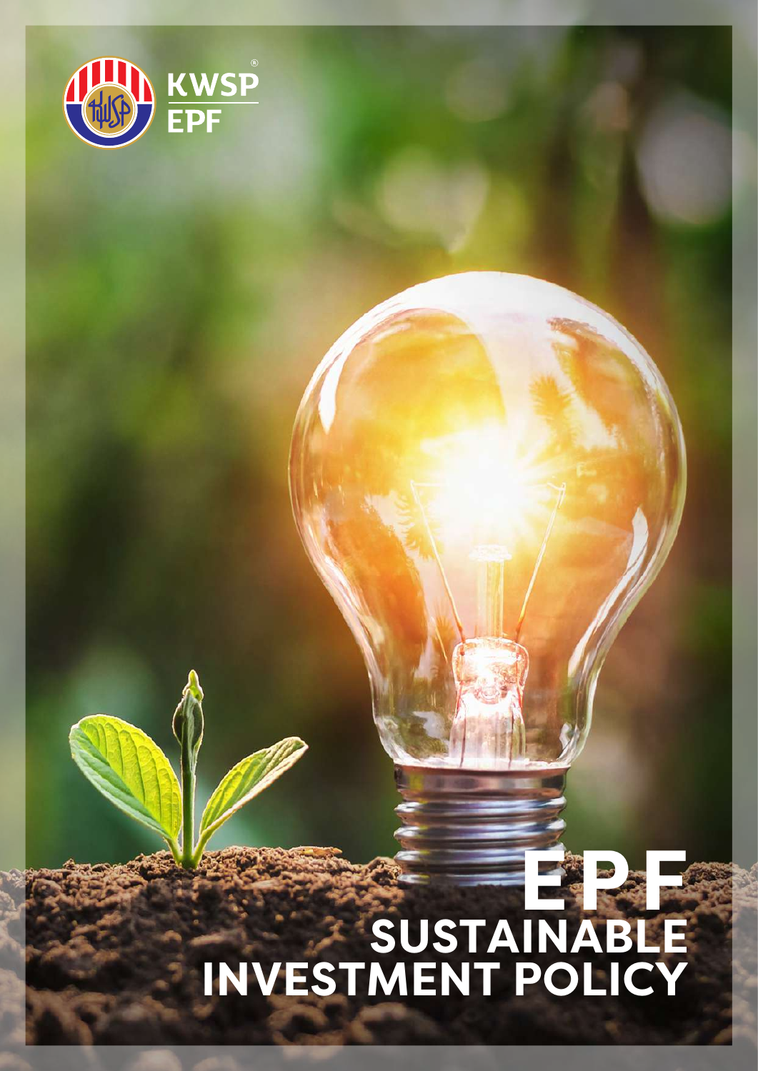KWSP

EPF

# EPF SUSTAINABLE INVESTMENT POLICY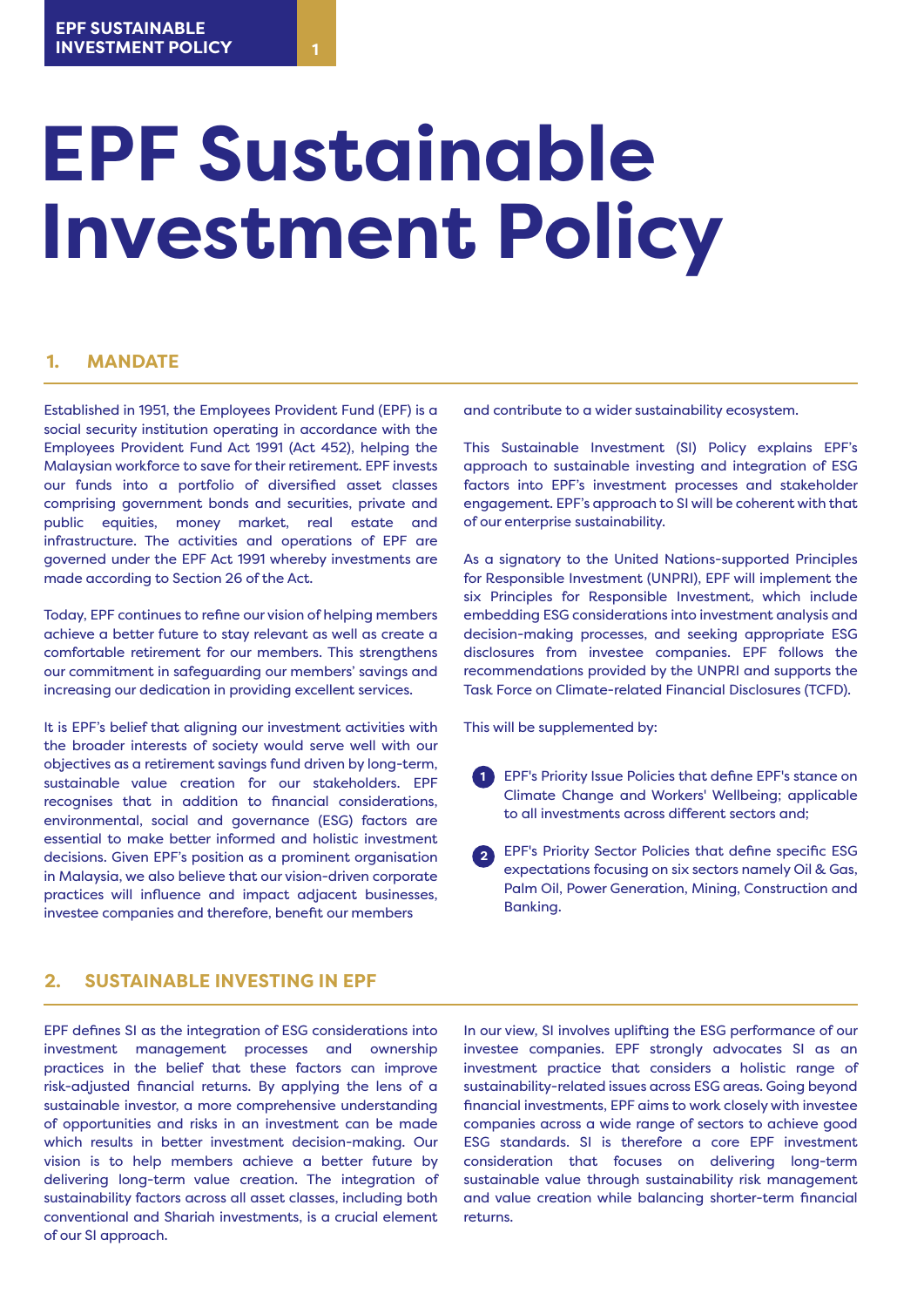# EPF Sustainable Investment Policy

## 1. MANDATE

Established in 1951, the Employees Provident Fund (EPF) is a social security institution operating in accordance with the Employees Provident Fund Act 1991 (Act 452), helping the Malaysian workforce to save for their retirement. EPF invests our funds into a portfolio of diversified asset classes comprising government bonds and securities, private and public equities, money market, real estate and infrastructure. The activities and operations of EPF are governed under the EPF Act 1991 whereby investments are made according to Section 26 of the Act.

Today, EPF continues to refine our vision of helping members achieve a better future to stay relevant as well as create a comfortable retirement for our members. This strengthens our commitment in safeguarding our members' savings and increasing our dedication in providing excellent services.

It is EPF's belief that aligning our investment activities with the broader interests of society would serve well with our objectives as a retirement savings fund driven by long-term, sustainable value creation for our stakeholders. EPF recognises that in addition to financial considerations, environmental, social and governance (ESG) factors are essential to make better informed and holistic investment decisions. Given EPF's position as a prominent organisation in Malaysia, we also believe that our vision-driven corporate practices will influence and impact adjacent businesses, investee companies and therefore, benefit our members and contribute to a wider sustainability ecosystem.

This Sustainable Investment (SI) Policy explains EPF's approach to sustainable investing and integration of ESG factors into EPF's investment processes and stakeholder engagement. EPF's approach to SI will be coherent with that of our enterprise sustainability.

As a signatory to the United Nations-supported Principles for Responsible Investment (UNPRI), EPF will implement the six Principles for Responsible Investment, which include embedding ESG considerations into investment analysis and decision-making processes, and seeking appropriate ESG disclosures from investee companies. EPF follows the recommendations provided by the UNPRI and supports the Task Force on Climate-related Financial Disclosures (TCFD).

This will be supplemented by:

1. EPF's Priority Issue Policies that define EPF's stance on Climate Change and Workers' Wellbeing; applicable to all investments across different sectors and;
2. EPF's Priority Sector Policies that define specific ESG expectations focusing on six sectors namely Oil & Gas, Palm Oil, Power Generation, Mining, Construction and Banking.

## 2. SUSTAINABLE INVESTING IN EPF

EPF defines SI as the integration of ESG considerations into investment management processes and ownership practices in the belief that these factors can improve risk-adjusted financial returns. By applying the lens of a sustainable investor, a more comprehensive understanding of opportunities and risks in an investment can be made which results in better investment decision-making. Our vision is to help members achieve a better future by delivering long-term value creation. The integration of sustainability factors across all asset classes, including both conventional and Shariah investments, is a crucial element of our SI approach.

In our view, SI involves uplifting the ESG performance of our investee companies. EPF strongly advocates SI as an investment practice that considers a holistic range of sustainability-related issues across ESG areas. Going beyond financial investments, EPF aims to work closely with investee companies across a wide range of sectors to achieve good ESG standards. SI is therefore a core EPF investment consideration that focuses on delivering long-term sustainable value through sustainability risk management and value creation while balancing shorter-term financial returns.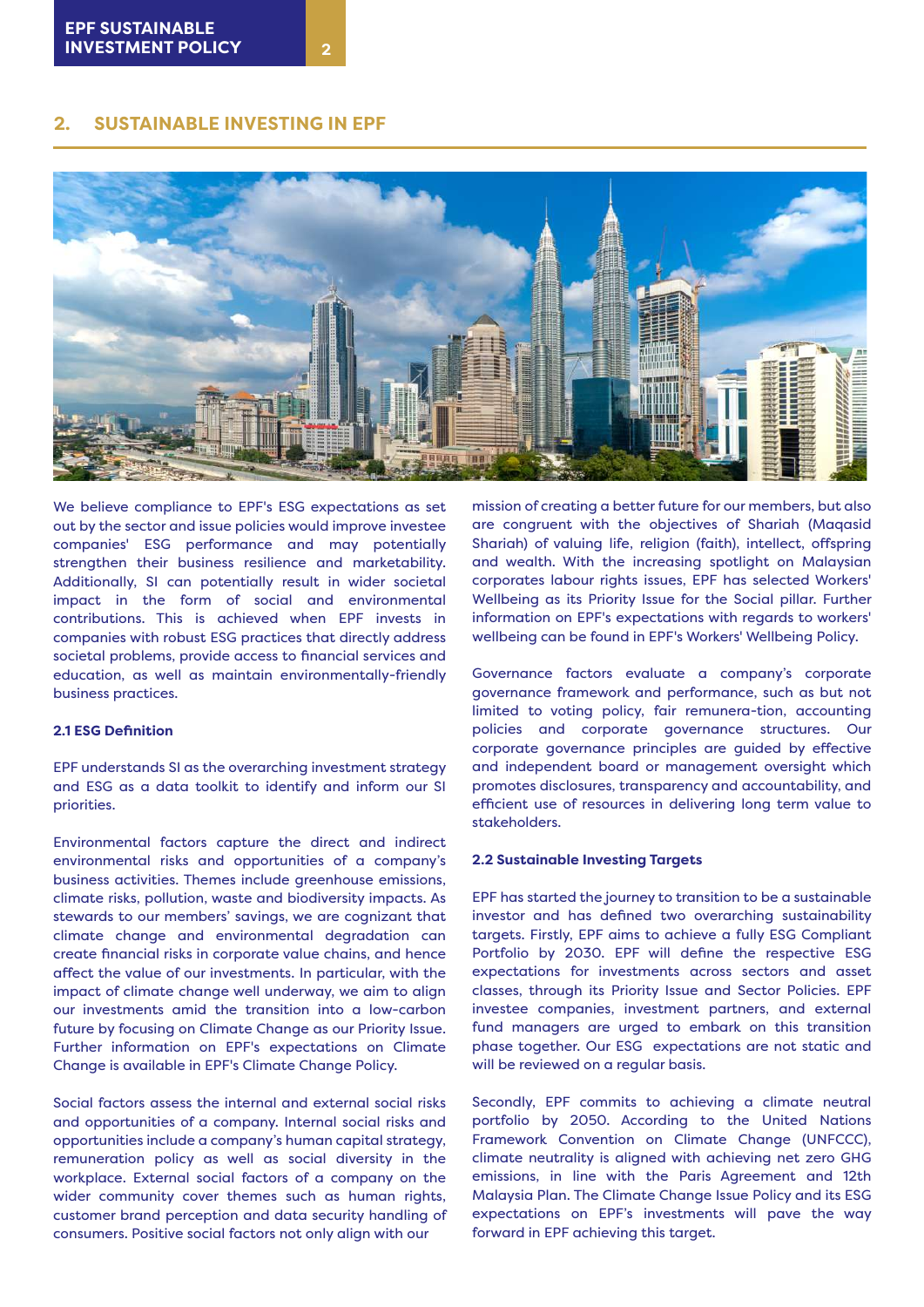## 2. SUSTAINABLE INVESTING IN EPF

We believe compliance to EPF's ESG expectations as set out by the sector and issue policies would improve investee companies' ESG performance and may potentially strengthen their business resilience and marketability. Additionally, SI can potentially result in wider societal impact in the form of social and environmental contributions. This is achieved when EPF invests in companies with robust ESG practices that directly address societal problems, provide access to financial services and education, as well as maintain environmentally-friendly business practices.

### 2.1 ESG Definition

EPF understands SI as the overarching investment strategy and ESG as a data toolkit to identify and inform our SI priorities.

Environmental factors capture the direct and indirect environmental risks and opportunities of a company's business activities. Themes include greenhouse emissions, climate risks, pollution, waste and biodiversity impacts. As stewards to our members' savings, we are cognizant that climate change and environmental degradation can create financial risks in corporate value chains, and hence affect the value of our investments. In particular, with the impact of climate change well underway, we aim to align our investments amid the transition into a low-carbon future by focusing on Climate Change as our Priority Issue. Further information on EPF's expectations on Climate Change is available in EPF's Climate Change Policy.

Social factors assess the internal and external social risks and opportunities of a company. Internal social risks and opportunities include a company's human capital strategy, remuneration policy as well as social diversity in the workplace. External social factors of a company on the wider community cover themes such as human rights, customer brand perception and data security handling of consumers. Positive social factors not only align with our mission of creating a better future for our members, but also are congruent with the objectives of Shariah (Maqasid Shariah) of valuing life, religion (faith), intellect, offspring and wealth. With the increasing spotlight on Malaysian corporates labour rights issues, EPF has selected Workers' Wellbeing as its Priority Issue for the Social pillar. Further information on EPF's expectations with regards to workers' wellbeing can be found in EPF's Workers' Wellbeing Policy.

Governance factors evaluate a company's corporate governance framework and performance, such as but not limited to voting policy, fair remunera-tion, accounting policies and corporate governance structures. Our corporate governance principles are guided by effective and independent board or management oversight which promotes disclosures, transparency and accountability, and efficient use of resources in delivering long term value to stakeholders.

### 2.2 Sustainable Investing Targets

EPF has started the journey to transition to be a sustainable investor and has defined two overarching sustainability targets. Firstly, EPF aims to achieve a fully ESG Compliant Portfolio by 2030. EPF will define the respective ESG expectations for investments across sectors and asset classes, through its Priority Issue and Sector Policies. EPF investee companies, investment partners, and external fund managers are urged to embark on this transition phase together. Our ESG expectations are not static and will be reviewed on a regular basis.

Secondly, EPF commits to achieving a climate neutral portfolio by 2050. According to the United Nations Framework Convention on Climate Change (UNFCCC), climate neutrality is aligned with achieving net zero GHG emissions, in line with the Paris Agreement and 12th Malaysia Plan. The Climate Change Issue Policy and its ESG expectations on EPF's investments will pave the way forward in EPF achieving this target.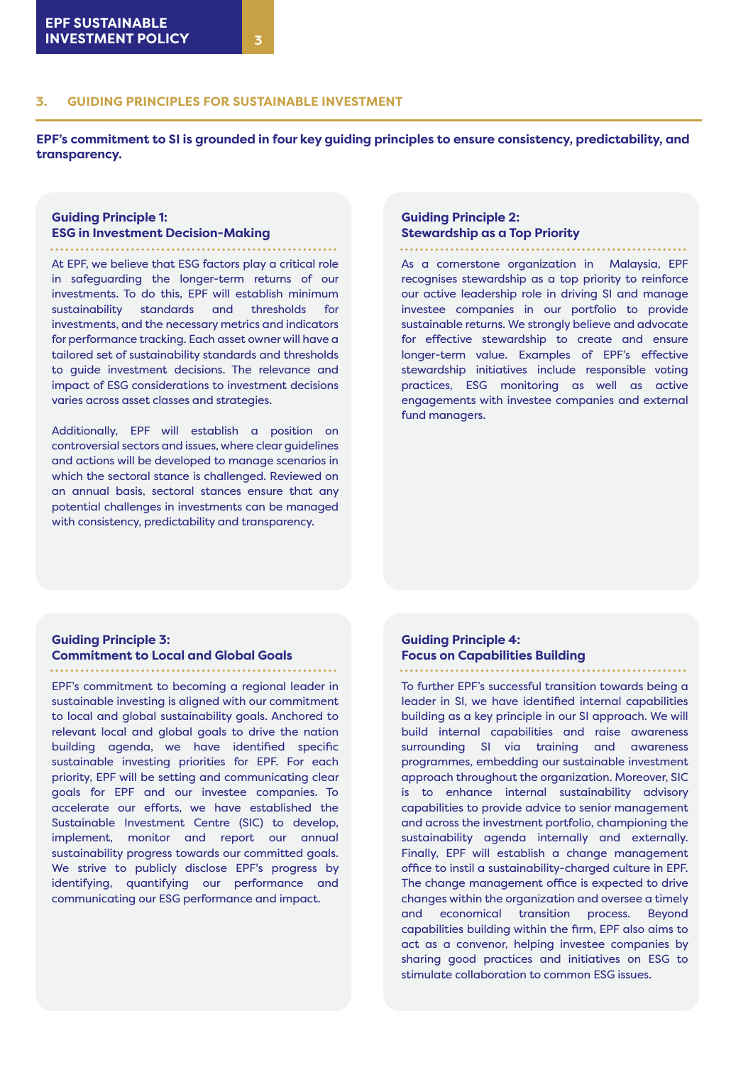## 3. GUIDING PRINCIPLES FOR SUSTAINABLE INVESTMENT

**EPF's commitment to SI is grounded in four key guiding principles to ensure consistency, predictability, and transparency.**

### Guiding Principle 1: ESG in Investment Decision-Making

At EPF, we believe that ESG factors play a critical role in safeguarding the longer-term returns of our investments. To do this, EPF will establish minimum sustainability standards and thresholds for investments, and the necessary metrics and indicators for performance tracking. Each asset owner will have a tailored set of sustainability standards and thresholds to guide investment decisions. The relevance and impact of ESG considerations to investment decisions varies across asset classes and strategies.

Additionally, EPF will establish a position on controversial sectors and issues, where clear guidelines and actions will be developed to manage scenarios in which the sectoral stance is challenged. Reviewed on an annual basis, sectoral stances ensure that any potential challenges in investments can be managed with consistency, predictability and transparency.

### Guiding Principle 2: Stewardship as a Top Priority

As a cornerstone organization in Malaysia, EPF recognises stewardship as a top priority to reinforce our active leadership role in driving SI and manage investee companies in our portfolio to provide sustainable returns. We strongly believe and advocate for effective stewardship to create and ensure longer-term value. Examples of EPF's effective stewardship initiatives include responsible voting practices, ESG monitoring as well as active engagements with investee companies and external fund managers.

### Guiding Principle 3: Commitment to Local and Global Goals

EPF's commitment to becoming a regional leader in sustainable investing is aligned with our commitment to local and global sustainability goals. Anchored to relevant local and global goals to drive the nation building agenda, we have identified specific sustainable investing priorities for EPF. For each priority, EPF will be setting and communicating clear goals for EPF and our investee companies. To accelerate our efforts, we have established the Sustainable Investment Centre (SIC) to develop, implement, monitor and report our annual sustainability progress towards our committed goals. We strive to publicly disclose EPF's progress by identifying, quantifying our performance and communicating our ESG performance and impact.

### Guiding Principle 4: Focus on Capabilities Building

To further EPF's successful transition towards being a leader in SI, we have identified internal capabilities building as a key principle in our SI approach. We will build internal capabilities and raise awareness surrounding SI via training and awareness programmes, embedding our sustainable investment approach throughout the organization. Moreover, SIC is to enhance internal sustainability advisory capabilities to provide advice to senior management and across the investment portfolio, championing the sustainability agenda internally and externally. Finally, EPF will establish a change management office to instil a sustainability-charged culture in EPF. The change management office is expected to drive changes within the organization and oversee a timely and economical transition process. Beyond capabilities building within the firm, EPF also aims to act as a convenor, helping investee companies by sharing good practices and initiatives on ESG to stimulate collaboration to common ESG issues.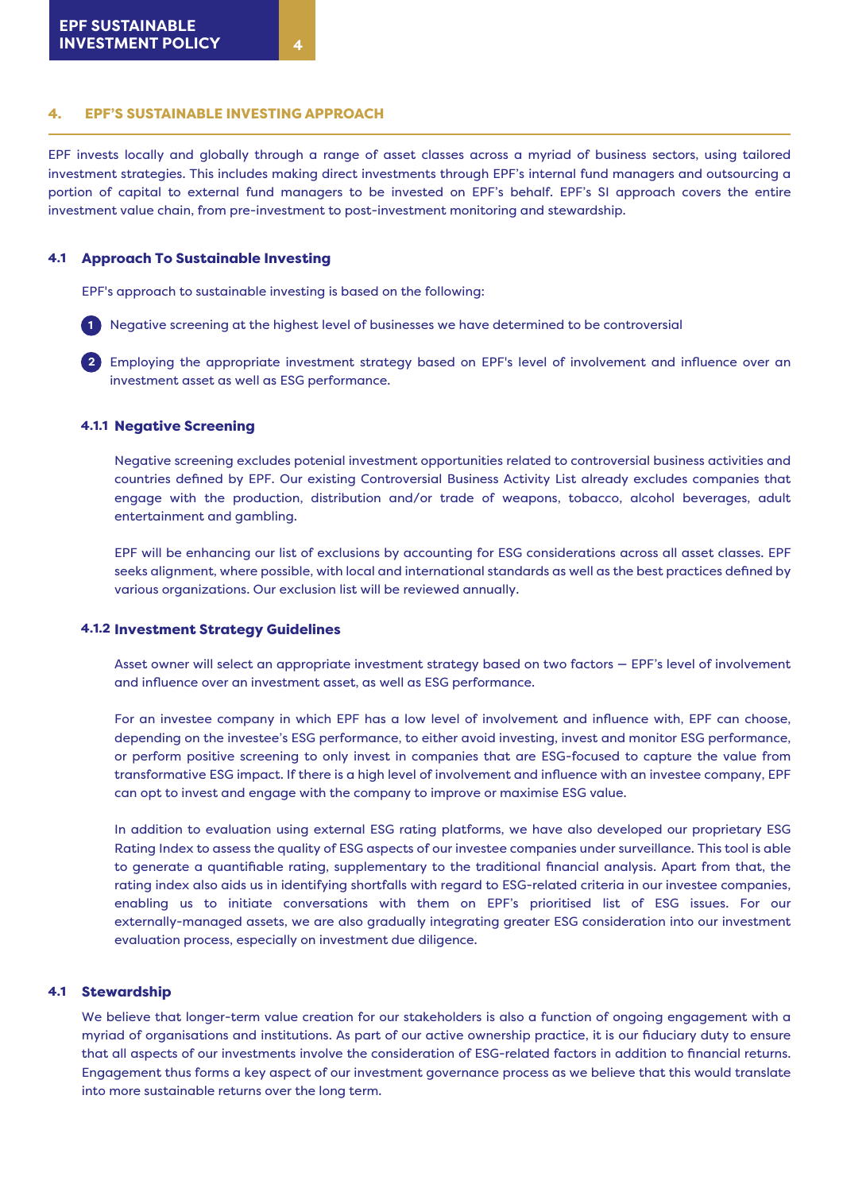## 4. EPF'S SUSTAINABLE INVESTING APPROACH

EPF invests locally and globally through a range of asset classes across a myriad of business sectors, using tailored investment strategies. This includes making direct investments through EPF's internal fund managers and outsourcing a portion of capital to external fund managers to be invested on EPF's behalf. EPF's SI approach covers the entire investment value chain, from pre-investment to post-investment monitoring and stewardship.

### 4.1 Approach To Sustainable Investing

EPF's approach to sustainable investing is based on the following:

1. Negative screening at the highest level of businesses we have determined to be controversial
2. Employing the appropriate investment strategy based on EPF's level of involvement and influence over an investment asset as well as ESG performance.

#### 4.1.1 Negative Screening

Negative screening excludes potenial investment opportunities related to controversial business activities and countries defined by EPF. Our existing Controversial Business Activity List already excludes companies that engage with the production, distribution and/or trade of weapons, tobacco, alcohol beverages, adult entertainment and gambling.

EPF will be enhancing our list of exclusions by accounting for ESG considerations across all asset classes. EPF seeks alignment, where possible, with local and international standards as well as the best practices defined by various organizations. Our exclusion list will be reviewed annually.

#### 4.1.2 Investment Strategy Guidelines

Asset owner will select an appropriate investment strategy based on two factors — EPF's level of involvement and influence over an investment asset, as well as ESG performance.

For an investee company in which EPF has a low level of involvement and influence with, EPF can choose, depending on the investee's ESG performance, to either avoid investing, invest and monitor ESG performance, or perform positive screening to only invest in companies that are ESG-focused to capture the value from transformative ESG impact. If there is a high level of involvement and influence with an investee company, EPF can opt to invest and engage with the company to improve or maximise ESG value.

In addition to evaluation using external ESG rating platforms, we have also developed our proprietary ESG Rating Index to assess the quality of ESG aspects of our investee companies under surveillance. This tool is able to generate a quantifiable rating, supplementary to the traditional financial analysis. Apart from that, the rating index also aids us in identifying shortfalls with regard to ESG-related criteria in our investee companies, enabling us to initiate conversations with them on EPF's prioritised list of ESG issues. For our externally-managed assets, we are also gradually integrating greater ESG consideration into our investment evaluation process, especially on investment due diligence.

### 4.1 Stewardship

We believe that longer-term value creation for our stakeholders is also a function of ongoing engagement with a myriad of organisations and institutions. As part of our active ownership practice, it is our fiduciary duty to ensure that all aspects of our investments involve the consideration of ESG-related factors in addition to financial returns. Engagement thus forms a key aspect of our investment governance process as we believe that this would translate into more sustainable returns over the long term.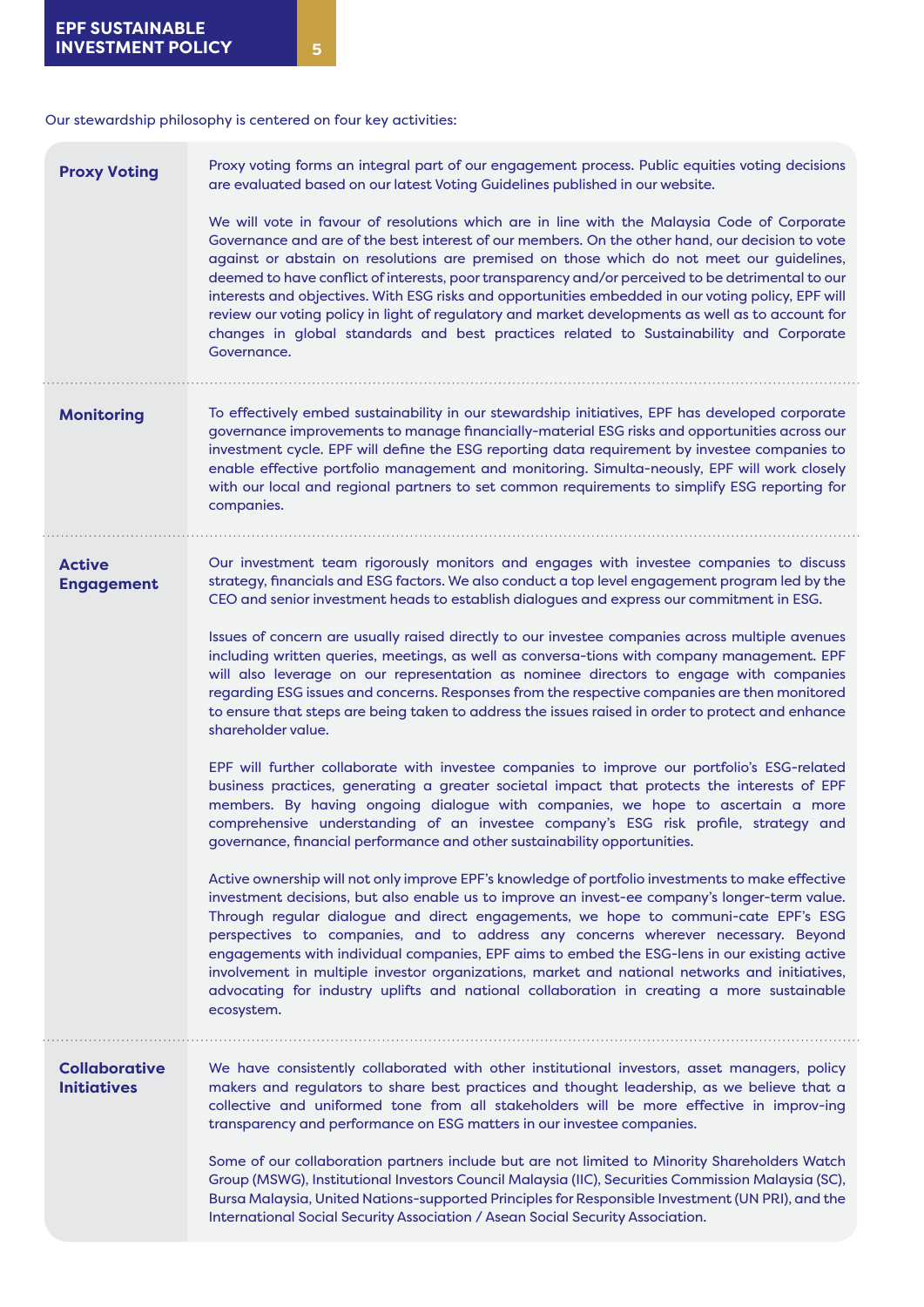Our stewardship philosophy is centered on four key activities:

| | |
|---|---|
| **Proxy Voting** | Proxy voting forms an integral part of our engagement process. Public equities voting decisions are evaluated based on our latest Voting Guidelines published in our website.<br><br>We will vote in favour of resolutions which are in line with the Malaysia Code of Corporate Governance and are of the best interest of our members. On the other hand, our decision to vote against or abstain on resolutions are premised on those which do not meet our guidelines, deemed to have conflict of interests, poor transparency and/or perceived to be detrimental to our interests and objectives. With ESG risks and opportunities embedded in our voting policy, EPF will review our voting policy in light of regulatory and market developments as well as to account for changes in global standards and best practices related to Sustainability and Corporate Governance. |
| **Monitoring** | To effectively embed sustainability in our stewardship initiatives, EPF has developed corporate governance improvements to manage financially-material ESG risks and opportunities across our investment cycle. EPF will define the ESG reporting data requirement by investee companies to enable effective portfolio management and monitoring. Simulta-neously, EPF will work closely with our local and regional partners to set common requirements to simplify ESG reporting for companies. |
| **Active Engagement** | Our investment team rigorously monitors and engages with investee companies to discuss strategy, financials and ESG factors. We also conduct a top level engagement program led by the CEO and senior investment heads to establish dialogues and express our commitment in ESG.<br><br>Issues of concern are usually raised directly to our investee companies across multiple avenues including written queries, meetings, as well as conversa-tions with company management. EPF will also leverage on our representation as nominee directors to engage with companies regarding ESG issues and concerns. Responses from the respective companies are then monitored to ensure that steps are being taken to address the issues raised in order to protect and enhance shareholder value.<br><br>EPF will further collaborate with investee companies to improve our portfolio's ESG-related business practices, generating a greater societal impact that protects the interests of EPF members. By having ongoing dialogue with companies, we hope to ascertain a more comprehensive understanding of an investee company's ESG risk profile, strategy and governance, financial performance and other sustainability opportunities.<br><br>Active ownership will not only improve EPF's knowledge of portfolio investments to make effective investment decisions, but also enable us to improve an invest-ee company's longer-term value. Through regular dialogue and direct engagements, we hope to communi-cate EPF's ESG perspectives to companies, and to address any concerns wherever necessary. Beyond engagements with individual companies, EPF aims to embed the ESG-lens in our existing active involvement in multiple investor organizations, market and national networks and initiatives, advocating for industry uplifts and national collaboration in creating a more sustainable ecosystem. |
| **Collaborative Initiatives** | We have consistently collaborated with other institutional investors, asset managers, policy makers and regulators to share best practices and thought leadership, as we believe that a collective and uniformed tone from all stakeholders will be more effective in improv-ing transparency and performance on ESG matters in our investee companies.<br><br>Some of our collaboration partners include but are not limited to Minority Shareholders Watch Group (MSWG), Institutional Investors Council Malaysia (IIC), Securities Commission Malaysia (SC), Bursa Malaysia, United Nations-supported Principles for Responsible Investment (UN PRI), and the International Social Security Association / Asean Social Security Association. |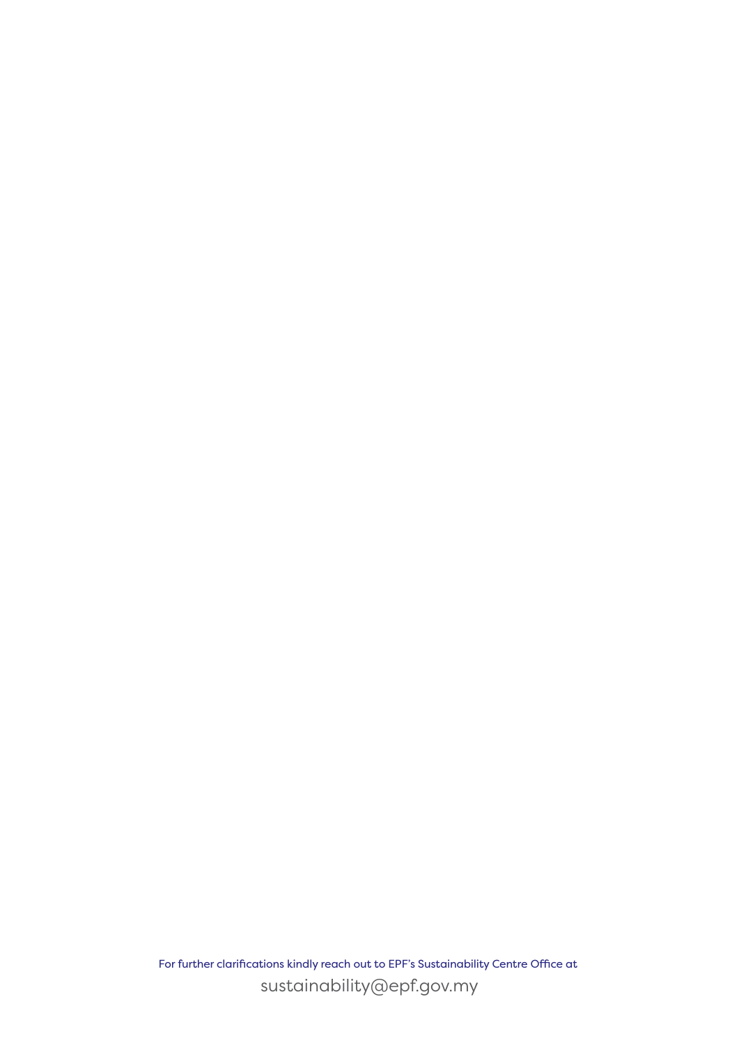For further clarifications kindly reach out to EPF's Sustainability Centre Office at

sustainability@epf.gov.my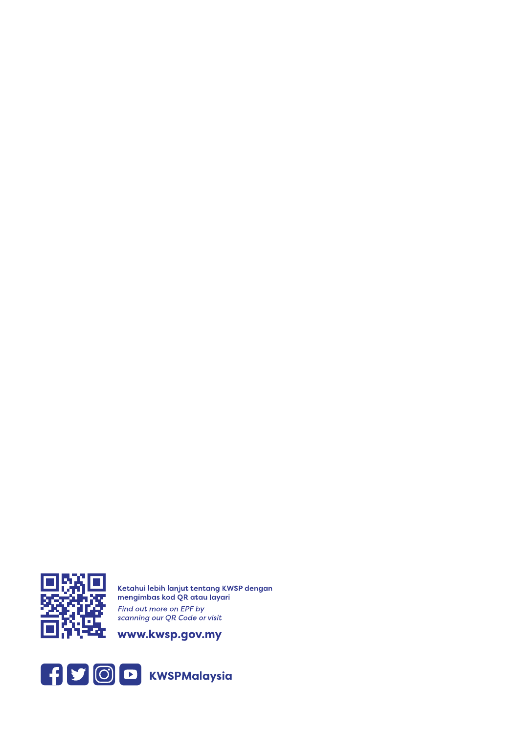Ketahui lebih lanjut tentang KWSP dengan mengimbas kod QR atau layari

*Find out more on EPF by scanning our QR Code or visit*

**www.kwsp.gov.my**

**KWSPMalaysia**